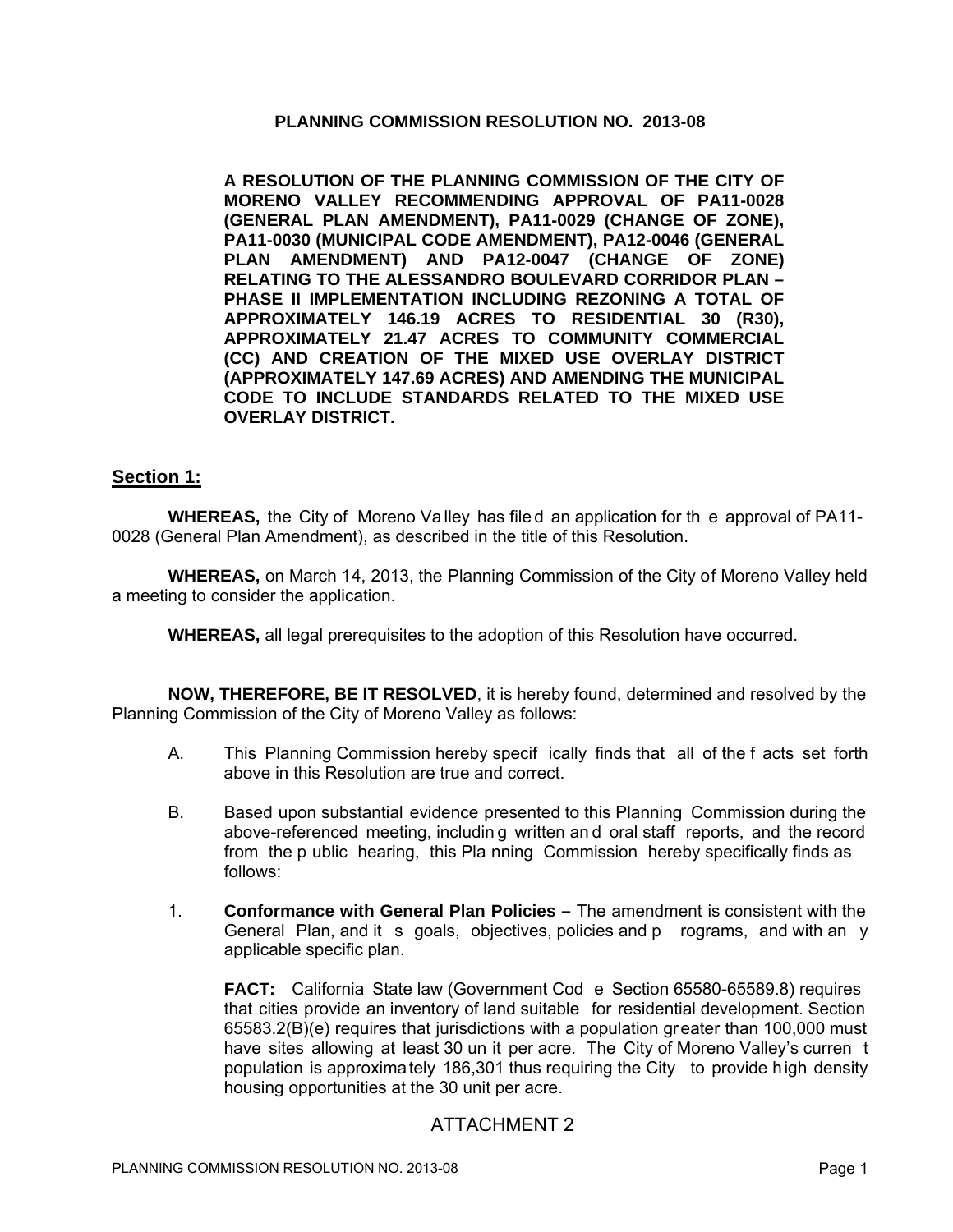# PLANNING COMMISSION RESOLUTION NO. 2013-08

**A RESOLUTION OF THE PLANNING COMMISSION OF THE CITY OF MORENO VALLEY RECOMMENDING APPROVAL OF PA11-0028 (GENERAL PLAN AMENDMENT), PA11-0029 (CHANGE OF ZONE), PA11-0030 (MUNICIPAL CODE AMENDMENT), PA12-0046 (GENERAL PLAN AMENDMENT) AND PA12-0047 (CHANGE OF ZONE) RELATING TO THE ALESSANDRO BOULEVARD CORRIDOR PLAN – PHASE II IMPLEMENTATION INCLUDING REZONING A TOTAL OF APPROXIMATELY 146.19 ACRES TO RESIDENTIAL 30 (R30), APPROXIMATELY 21.47 ACRES TO COMMUNITY COMMERCIAL (CC) AND CREATION OF THE MIXED USE OVERLAY DISTRICT (APPROXIMATELY 147.69 ACRES) AND AMENDING THE MUNICIPAL CODE TO INCLUDE STANDARDS RELATED TO THE MIXED USE OVERLAY DISTRICT.**

## Section 1:

**WHEREAS,** the City of Moreno Valley has filed an application for the approval of PA11-0028 (General Plan Amendment), as described in the title of this Resolution.

**WHEREAS,** on March 14, 2013, the Planning Commission of the City of Moreno Valley held a meeting to consider the application.

**WHEREAS,** all legal prerequisites to the adoption of this Resolution have occurred.

**NOW, THEREFORE, BE IT RESOLVED**, it is hereby found, determined and resolved by the Planning Commission of the City of Moreno Valley as follows:

A. This Planning Commission hereby specifically finds that all of the facts set forth above in this Resolution are true and correct.

B. Based upon substantial evidence presented to this Planning Commission during the above-referenced meeting, including written and oral staff reports, and the record from the public hearing, this Planning Commission hereby specifically finds as follows:

1. **Conformance with General Plan Policies –** The amendment is consistent with the General Plan, and its goals, objectives, policies and programs, and with any applicable specific plan.

   **FACT:** California State law (Government Code Section 65580-65589.8) requires that cities provide an inventory of land suitable for residential development. Section 65583.2(B)(e) requires that jurisdictions with a population greater than 100,000 must have sites allowing at least 30 unit per acre. The City of Moreno Valley's current population is approximately 186,301 thus requiring the City to provide high density housing opportunities at the 30 unit per acre.

ATTACHMENT 2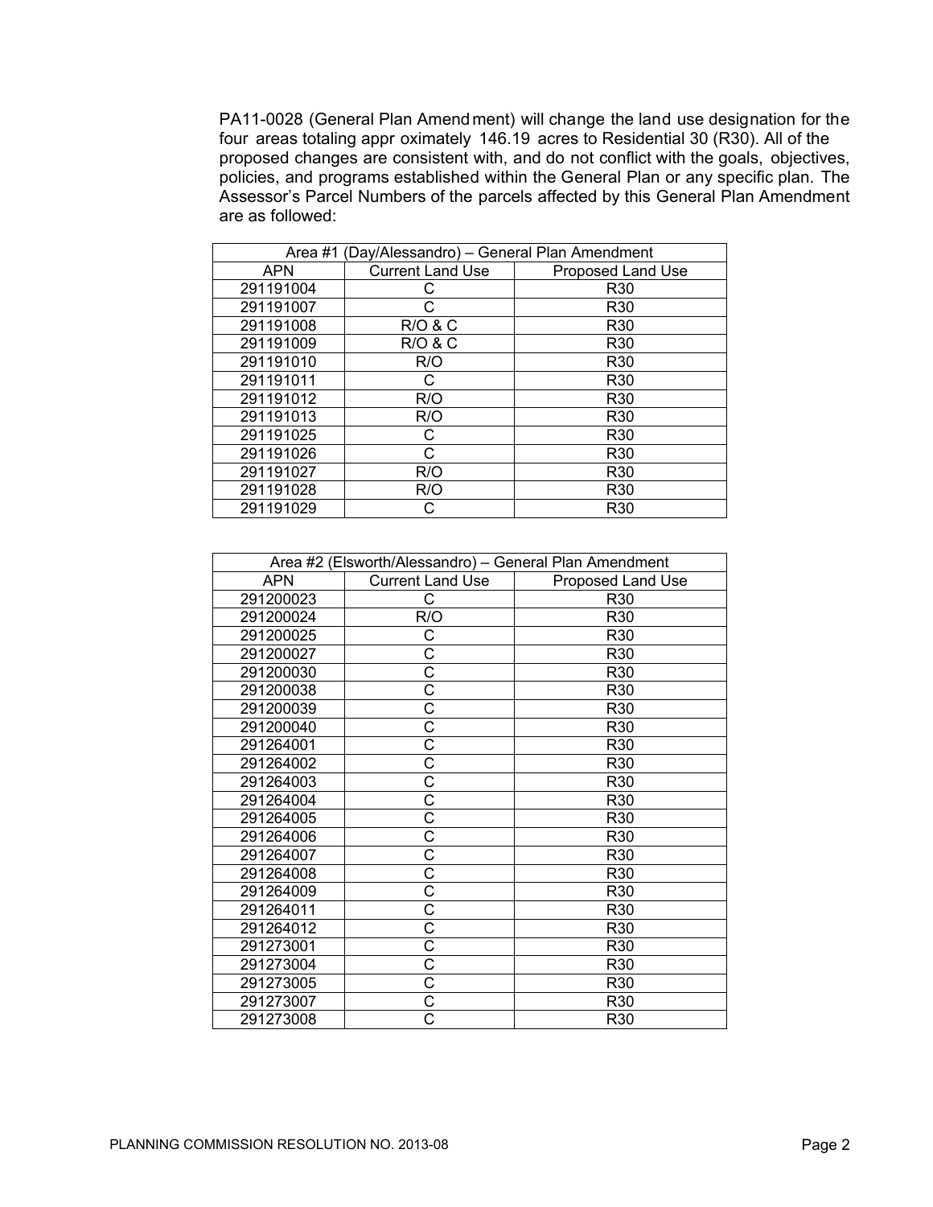PA11-0028 (General Plan Amendment) will change the land use designation for the four areas totaling approximately 146.19 acres to Residential 30 (R30). All of the proposed changes are consistent with, and do not conflict with the goals, objectives, policies, and programs established within the General Plan or any specific plan. The Assessor's Parcel Numbers of the parcels affected by this General Plan Amendment are as followed:

| Area #1 (Day/Alessandro) – General Plan Amendment | | |
|---|---|---|
| APN | Current Land Use | Proposed Land Use |
| 291191004 | C | R30 |
| 291191007 | C | R30 |
| 291191008 | R/O & C | R30 |
| 291191009 | R/O & C | R30 |
| 291191010 | R/O | R30 |
| 291191011 | C | R30 |
| 291191012 | R/O | R30 |
| 291191013 | R/O | R30 |
| 291191025 | C | R30 |
| 291191026 | C | R30 |
| 291191027 | R/O | R30 |
| 291191028 | R/O | R30 |
| 291191029 | C | R30 |

| Area #2 (Elsworth/Alessandro) – General Plan Amendment | | |
|---|---|---|
| APN | Current Land Use | Proposed Land Use |
| 291200023 | C | R30 |
| 291200024 | R/O | R30 |
| 291200025 | C | R30 |
| 291200027 | C | R30 |
| 291200030 | C | R30 |
| 291200038 | C | R30 |
| 291200039 | C | R30 |
| 291200040 | C | R30 |
| 291264001 | C | R30 |
| 291264002 | C | R30 |
| 291264003 | C | R30 |
| 291264004 | C | R30 |
| 291264005 | C | R30 |
| 291264006 | C | R30 |
| 291264007 | C | R30 |
| 291264008 | C | R30 |
| 291264009 | C | R30 |
| 291264011 | C | R30 |
| 291264012 | C | R30 |
| 291273001 | C | R30 |
| 291273004 | C | R30 |
| 291273005 | C | R30 |
| 291273007 | C | R30 |
| 291273008 | C | R30 |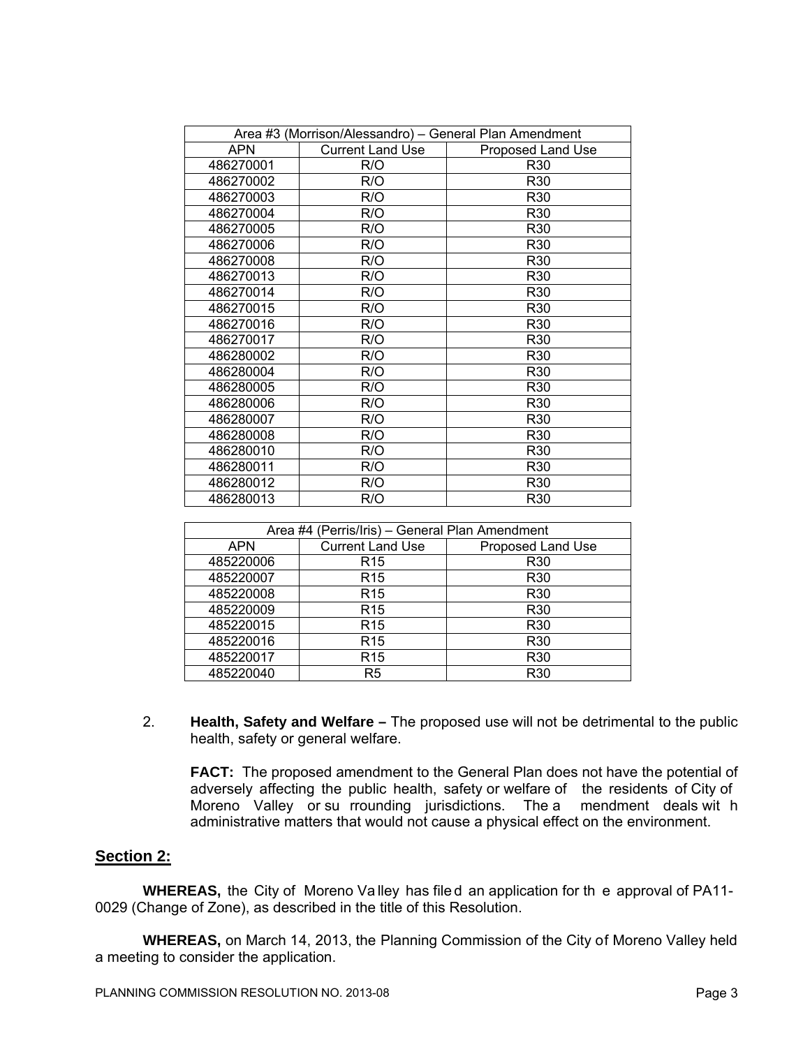| Area #3 (Morrison/Alessandro) – General Plan Amendment | | |
|---|---|---|
| APN | Current Land Use | Proposed Land Use |
| 486270001 | R/O | R30 |
| 486270002 | R/O | R30 |
| 486270003 | R/O | R30 |
| 486270004 | R/O | R30 |
| 486270005 | R/O | R30 |
| 486270006 | R/O | R30 |
| 486270008 | R/O | R30 |
| 486270013 | R/O | R30 |
| 486270014 | R/O | R30 |
| 486270015 | R/O | R30 |
| 486270016 | R/O | R30 |
| 486270017 | R/O | R30 |
| 486280002 | R/O | R30 |
| 486280004 | R/O | R30 |
| 486280005 | R/O | R30 |
| 486280006 | R/O | R30 |
| 486280007 | R/O | R30 |
| 486280008 | R/O | R30 |
| 486280010 | R/O | R30 |
| 486280011 | R/O | R30 |
| 486280012 | R/O | R30 |
| 486280013 | R/O | R30 |

| Area #4 (Perris/Iris) – General Plan Amendment | | |
|---|---|---|
| APN | Current Land Use | Proposed Land Use |
| 485220006 | R15 | R30 |
| 485220007 | R15 | R30 |
| 485220008 | R15 | R30 |
| 485220009 | R15 | R30 |
| 485220015 | R15 | R30 |
| 485220016 | R15 | R30 |
| 485220017 | R15 | R30 |
| 485220040 | R5 | R30 |

2. **Health, Safety and Welfare –** The proposed use will not be detrimental to the public health, safety or general welfare.

   **FACT:** The proposed amendment to the General Plan does not have the potential of adversely affecting the public health, safety or welfare of the residents of City of Moreno Valley or surrounding jurisdictions. The amendment deals with administrative matters that would not cause a physical effect on the environment.

## Section 2:

**WHEREAS,** the City of Moreno Valley has filed an application for the approval of PA11-0029 (Change of Zone), as described in the title of this Resolution.

**WHEREAS,** on March 14, 2013, the Planning Commission of the City of Moreno Valley held a meeting to consider the application.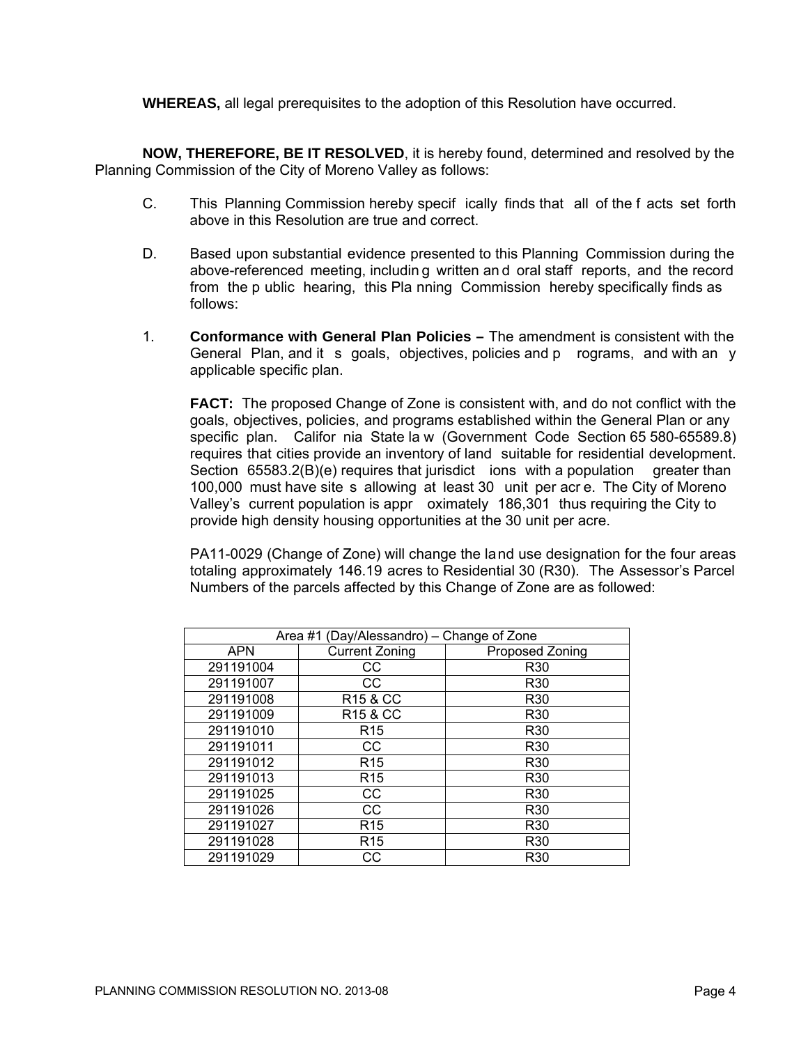**WHEREAS,** all legal prerequisites to the adoption of this Resolution have occurred.

**NOW, THEREFORE, BE IT RESOLVED**, it is hereby found, determined and resolved by the Planning Commission of the City of Moreno Valley as follows:

C. This Planning Commission hereby specifically finds that all of the facts set forth above in this Resolution are true and correct.

D. Based upon substantial evidence presented to this Planning Commission during the above-referenced meeting, including written and oral staff reports, and the record from the public hearing, this Planning Commission hereby specifically finds as follows:

1. **Conformance with General Plan Policies –** The amendment is consistent with the General Plan, and its goals, objectives, policies and programs, and with any applicable specific plan.

   **FACT:** The proposed Change of Zone is consistent with, and do not conflict with the goals, objectives, policies, and programs established within the General Plan or any specific plan. California State law (Government Code Section 65580-65589.8) requires that cities provide an inventory of land suitable for residential development. Section 65583.2(B)(e) requires that jurisdictions with a population greater than 100,000 must have sites allowing at least 30 unit per acre. The City of Moreno Valley's current population is approximately 186,301 thus requiring the City to provide high density housing opportunities at the 30 unit per acre.

   PA11-0029 (Change of Zone) will change the land use designation for the four areas totaling approximately 146.19 acres to Residential 30 (R30). The Assessor's Parcel Numbers of the parcels affected by this Change of Zone are as followed:

| Area #1 (Day/Alessandro) – Change of Zone | | |
|---|---|---|
| APN | Current Zoning | Proposed Zoning |
| 291191004 | CC | R30 |
| 291191007 | CC | R30 |
| 291191008 | R15 & CC | R30 |
| 291191009 | R15 & CC | R30 |
| 291191010 | R15 | R30 |
| 291191011 | CC | R30 |
| 291191012 | R15 | R30 |
| 291191013 | R15 | R30 |
| 291191025 | CC | R30 |
| 291191026 | CC | R30 |
| 291191027 | R15 | R30 |
| 291191028 | R15 | R30 |
| 291191029 | CC | R30 |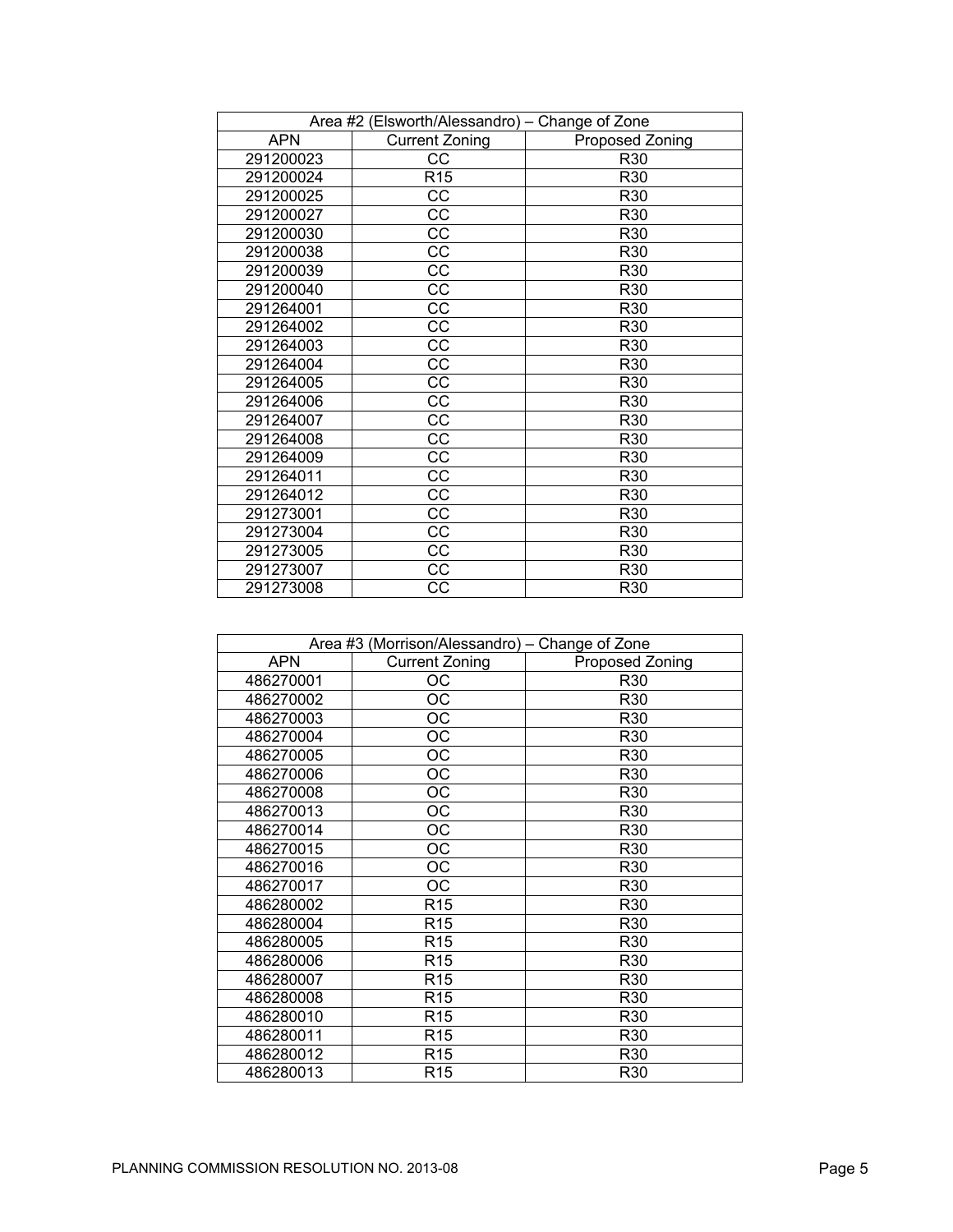| Area #2 (Elsworth/Alessandro) – Change of Zone | | |
|---|---|---|
| APN | Current Zoning | Proposed Zoning |
| 291200023 | CC | R30 |
| 291200024 | R15 | R30 |
| 291200025 | CC | R30 |
| 291200027 | CC | R30 |
| 291200030 | CC | R30 |
| 291200038 | CC | R30 |
| 291200039 | CC | R30 |
| 291200040 | CC | R30 |
| 291264001 | CC | R30 |
| 291264002 | CC | R30 |
| 291264003 | CC | R30 |
| 291264004 | CC | R30 |
| 291264005 | CC | R30 |
| 291264006 | CC | R30 |
| 291264007 | CC | R30 |
| 291264008 | CC | R30 |
| 291264009 | CC | R30 |
| 291264011 | CC | R30 |
| 291264012 | CC | R30 |
| 291273001 | CC | R30 |
| 291273004 | CC | R30 |
| 291273005 | CC | R30 |
| 291273007 | CC | R30 |
| 291273008 | CC | R30 |

| Area #3 (Morrison/Alessandro) – Change of Zone | | |
|---|---|---|
| APN | Current Zoning | Proposed Zoning |
| 486270001 | OC | R30 |
| 486270002 | OC | R30 |
| 486270003 | OC | R30 |
| 486270004 | OC | R30 |
| 486270005 | OC | R30 |
| 486270006 | OC | R30 |
| 486270008 | OC | R30 |
| 486270013 | OC | R30 |
| 486270014 | OC | R30 |
| 486270015 | OC | R30 |
| 486270016 | OC | R30 |
| 486270017 | OC | R30 |
| 486280002 | R15 | R30 |
| 486280004 | R15 | R30 |
| 486280005 | R15 | R30 |
| 486280006 | R15 | R30 |
| 486280007 | R15 | R30 |
| 486280008 | R15 | R30 |
| 486280010 | R15 | R30 |
| 486280011 | R15 | R30 |
| 486280012 | R15 | R30 |
| 486280013 | R15 | R30 |

PLANNING COMMISSION RESOLUTION NO. 2013-08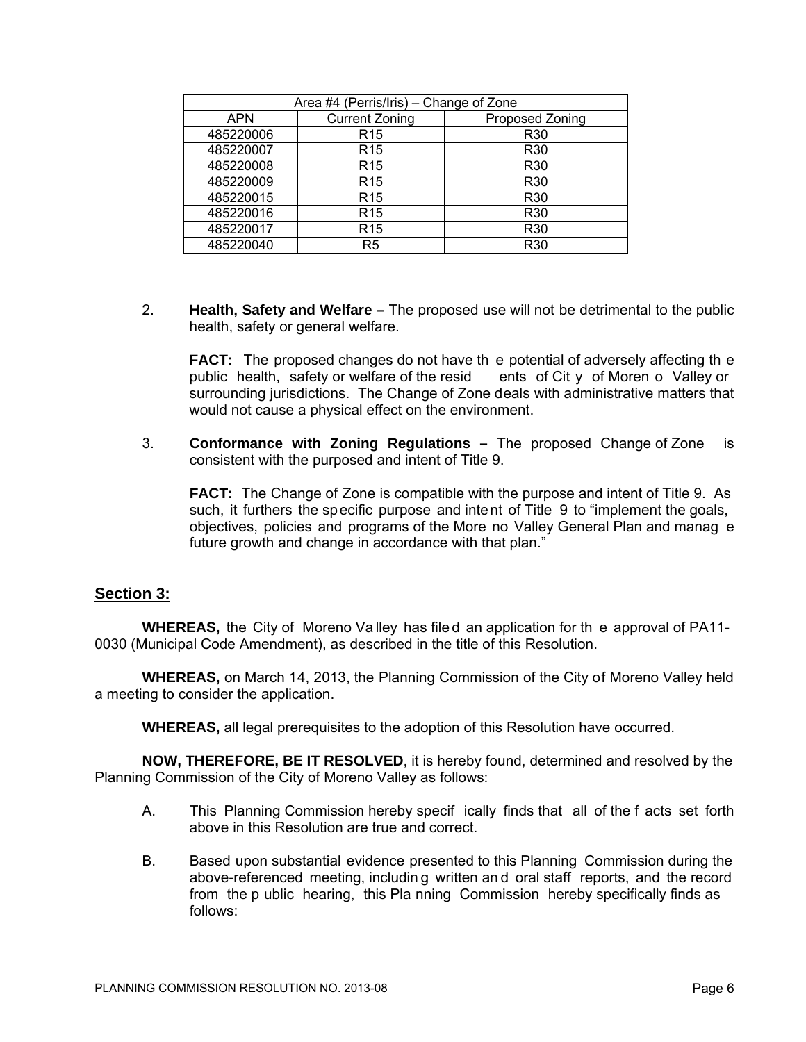| Area #4 (Perris/Iris) – Change of Zone | | |
|---|---|---|
| APN | Current Zoning | Proposed Zoning |
| 485220006 | R15 | R30 |
| 485220007 | R15 | R30 |
| 485220008 | R15 | R30 |
| 485220009 | R15 | R30 |
| 485220015 | R15 | R30 |
| 485220016 | R15 | R30 |
| 485220017 | R15 | R30 |
| 485220040 | R5 | R30 |

2. **Health, Safety and Welfare –** The proposed use will not be detrimental to the public health, safety or general welfare.

   **FACT:** The proposed changes do not have the potential of adversely affecting the public health, safety or welfare of the residents of City of Moreno Valley or surrounding jurisdictions. The Change of Zone deals with administrative matters that would not cause a physical effect on the environment.

3. **Conformance with Zoning Regulations –** The proposed Change of Zone is consistent with the purposed and intent of Title 9.

   **FACT:** The Change of Zone is compatible with the purpose and intent of Title 9. As such, it furthers the specific purpose and intent of Title 9 to "implement the goals, objectives, policies and programs of the Moreno Valley General Plan and manage future growth and change in accordance with that plan."

## Section 3:

**WHEREAS,** the City of Moreno Valley has filed an application for the approval of PA11-0030 (Municipal Code Amendment), as described in the title of this Resolution.

**WHEREAS,** on March 14, 2013, the Planning Commission of the City of Moreno Valley held a meeting to consider the application.

**WHEREAS,** all legal prerequisites to the adoption of this Resolution have occurred.

**NOW, THEREFORE, BE IT RESOLVED**, it is hereby found, determined and resolved by the Planning Commission of the City of Moreno Valley as follows:

A. This Planning Commission hereby specifically finds that all of the facts set forth above in this Resolution are true and correct.

B. Based upon substantial evidence presented to this Planning Commission during the above-referenced meeting, including written and oral staff reports, and the record from the public hearing, this Planning Commission hereby specifically finds as follows: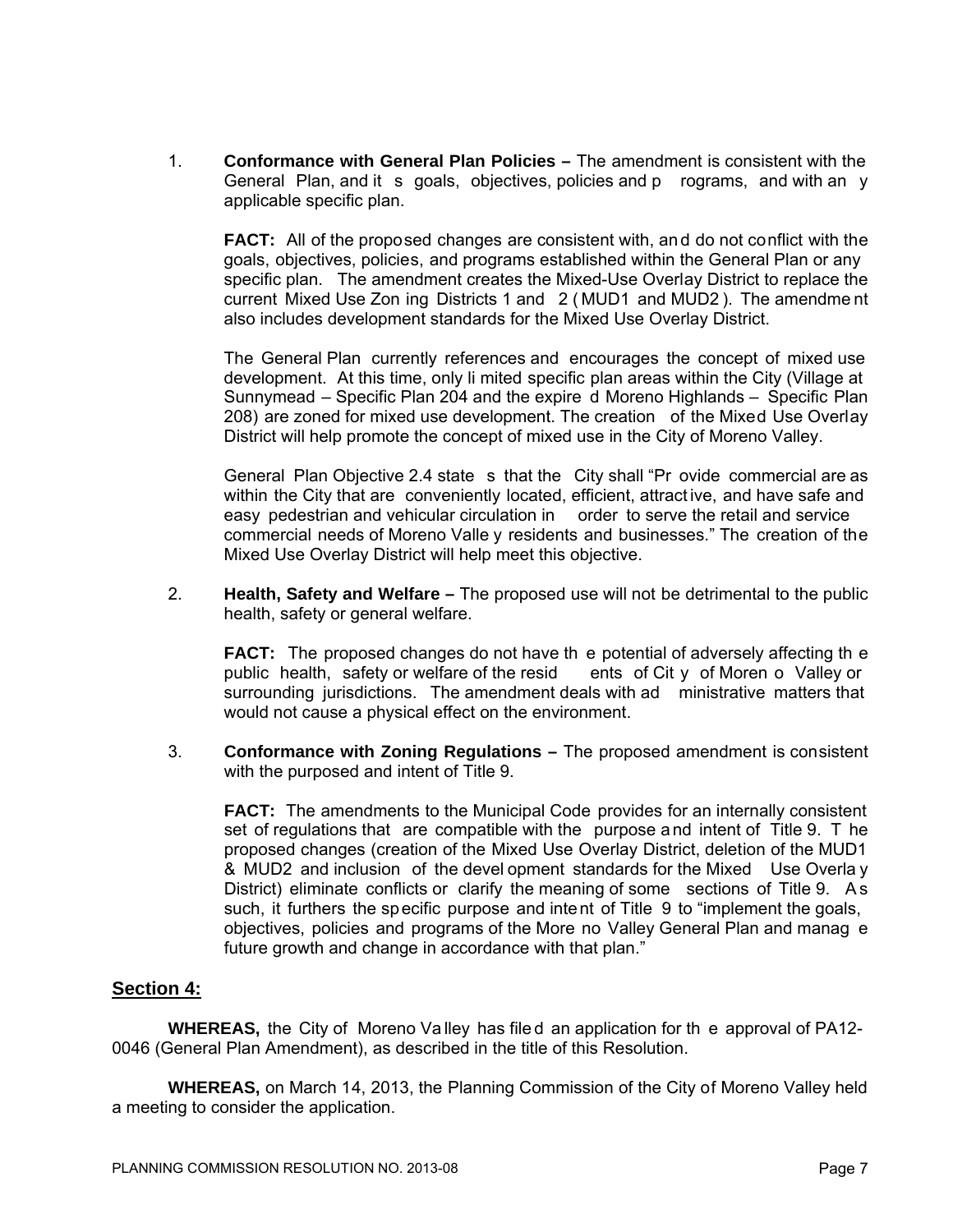1. **Conformance with General Plan Policies –** The amendment is consistent with the General Plan, and its goals, objectives, policies and programs, and with any applicable specific plan.

   **FACT:** All of the proposed changes are consistent with, and do not conflict with the goals, objectives, policies, and programs established within the General Plan or any specific plan. The amendment creates the Mixed-Use Overlay District to replace the current Mixed Use Zoning Districts 1 and 2 (MUD1 and MUD2). The amendment also includes development standards for the Mixed Use Overlay District.

   The General Plan currently references and encourages the concept of mixed use development. At this time, only limited specific plan areas within the City (Village at Sunnymead – Specific Plan 204 and the expired Moreno Highlands – Specific Plan 208) are zoned for mixed use development. The creation of the Mixed Use Overlay District will help promote the concept of mixed use in the City of Moreno Valley.

   General Plan Objective 2.4 states that the City shall "Provide commercial areas within the City that are conveniently located, efficient, attractive, and have safe and easy pedestrian and vehicular circulation in order to serve the retail and service commercial needs of Moreno Valley residents and businesses." The creation of the Mixed Use Overlay District will help meet this objective.

2. **Health, Safety and Welfare –** The proposed use will not be detrimental to the public health, safety or general welfare.

   **FACT:** The proposed changes do not have the potential of adversely affecting the public health, safety or welfare of the residents of City of Moreno Valley or surrounding jurisdictions. The amendment deals with administrative matters that would not cause a physical effect on the environment.

3. **Conformance with Zoning Regulations –** The proposed amendment is consistent with the purposed and intent of Title 9.

   **FACT:** The amendments to the Municipal Code provides for an internally consistent set of regulations that are compatible with the purpose and intent of Title 9. The proposed changes (creation of the Mixed Use Overlay District, deletion of the MUD1 & MUD2 and inclusion of the development standards for the Mixed Use Overlay District) eliminate conflicts or clarify the meaning of some sections of Title 9. As such, it furthers the specific purpose and intent of Title 9 to "implement the goals, objectives, policies and programs of the Moreno Valley General Plan and manage future growth and change in accordance with that plan."

## Section 4:

**WHEREAS,** the City of Moreno Valley has filed an application for the approval of PA12-0046 (General Plan Amendment), as described in the title of this Resolution.

**WHEREAS,** on March 14, 2013, the Planning Commission of the City of Moreno Valley held a meeting to consider the application.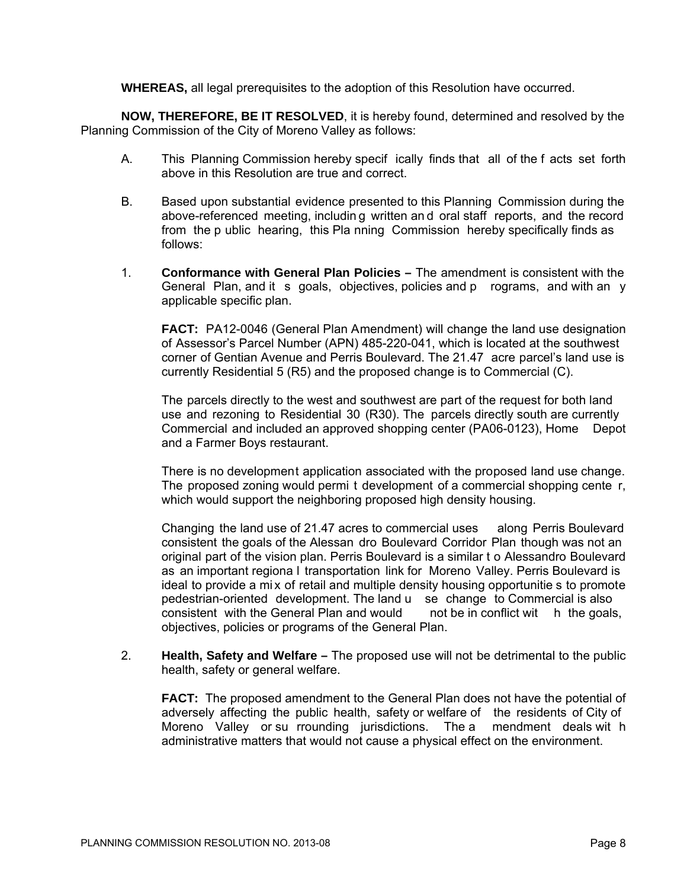**WHEREAS,** all legal prerequisites to the adoption of this Resolution have occurred.

**NOW, THEREFORE, BE IT RESOLVED**, it is hereby found, determined and resolved by the Planning Commission of the City of Moreno Valley as follows:

A. This Planning Commission hereby specifically finds that all of the facts set forth above in this Resolution are true and correct.

B. Based upon substantial evidence presented to this Planning Commission during the above-referenced meeting, including written and oral staff reports, and the record from the public hearing, this Planning Commission hereby specifically finds as follows:

1. **Conformance with General Plan Policies –** The amendment is consistent with the General Plan, and its goals, objectives, policies and programs, and with any applicable specific plan.

   **FACT:** PA12-0046 (General Plan Amendment) will change the land use designation of Assessor's Parcel Number (APN) 485-220-041, which is located at the southwest corner of Gentian Avenue and Perris Boulevard. The 21.47 acre parcel's land use is currently Residential 5 (R5) and the proposed change is to Commercial (C).

   The parcels directly to the west and southwest are part of the request for both land use and rezoning to Residential 30 (R30). The parcels directly south are currently Commercial and included an approved shopping center (PA06-0123), Home Depot and a Farmer Boys restaurant.

   There is no development application associated with the proposed land use change. The proposed zoning would permit development of a commercial shopping center, which would support the neighboring proposed high density housing.

   Changing the land use of 21.47 acres to commercial uses along Perris Boulevard consistent the goals of the Alessandro Boulevard Corridor Plan though was not an original part of the vision plan. Perris Boulevard is a similar to Alessandro Boulevard as an important regional transportation link for Moreno Valley. Perris Boulevard is ideal to provide a mix of retail and multiple density housing opportunities to promote pedestrian-oriented development. The land use change to Commercial is also consistent with the General Plan and would not be in conflict with the goals, objectives, policies or programs of the General Plan.

2. **Health, Safety and Welfare –** The proposed use will not be detrimental to the public health, safety or general welfare.

   **FACT:** The proposed amendment to the General Plan does not have the potential of adversely affecting the public health, safety or welfare of the residents of City of Moreno Valley or surrounding jurisdictions. The amendment deals with administrative matters that would not cause a physical effect on the environment.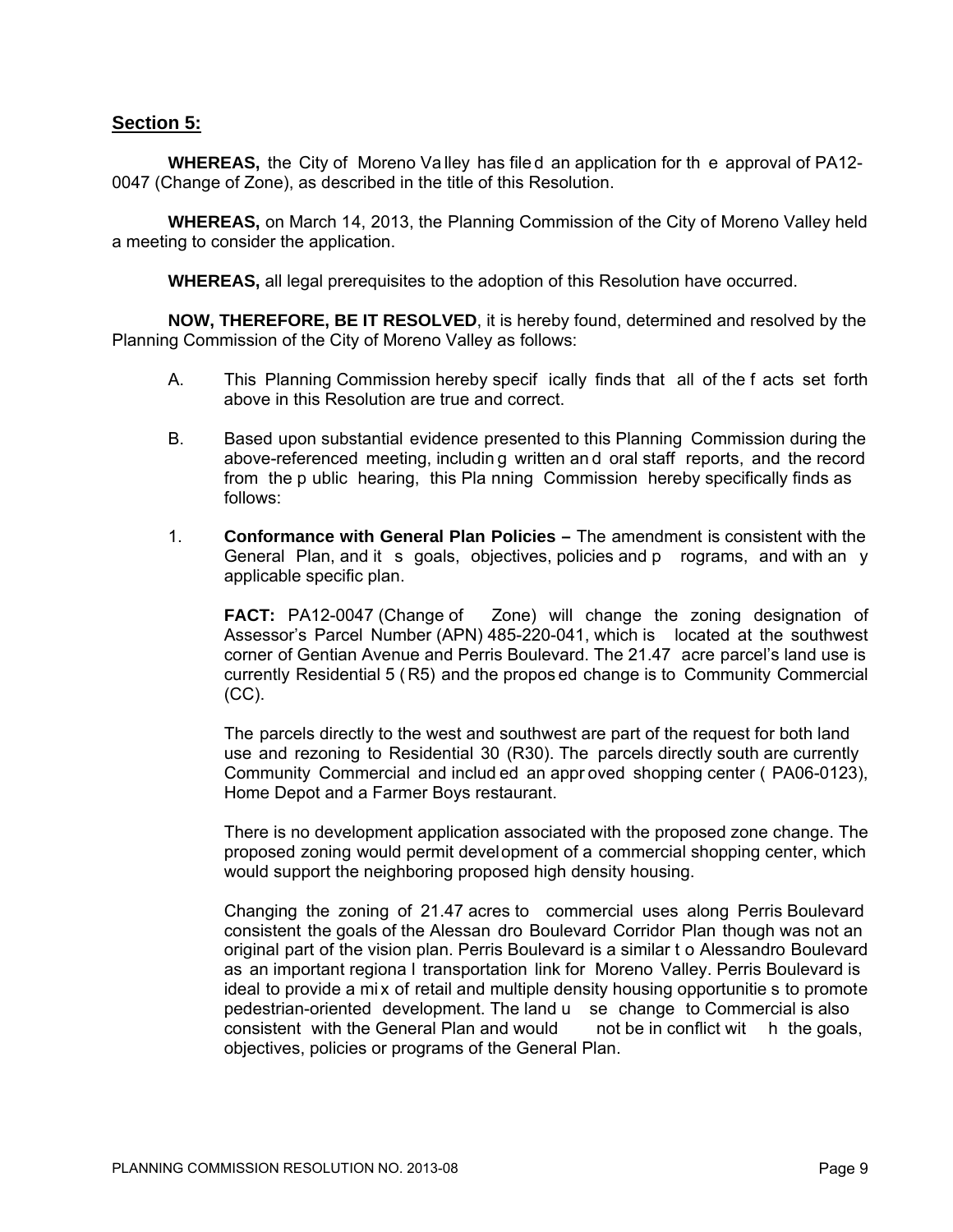## Section 5:

**WHEREAS,** the City of Moreno Valley has filed an application for the approval of PA12-0047 (Change of Zone), as described in the title of this Resolution.

**WHEREAS,** on March 14, 2013, the Planning Commission of the City of Moreno Valley held a meeting to consider the application.

**WHEREAS,** all legal prerequisites to the adoption of this Resolution have occurred.

**NOW, THEREFORE, BE IT RESOLVED**, it is hereby found, determined and resolved by the Planning Commission of the City of Moreno Valley as follows:

A. This Planning Commission hereby specifically finds that all of the facts set forth above in this Resolution are true and correct.

B. Based upon substantial evidence presented to this Planning Commission during the above-referenced meeting, including written and oral staff reports, and the record from the public hearing, this Planning Commission hereby specifically finds as follows:

1. **Conformance with General Plan Policies –** The amendment is consistent with the General Plan, and its goals, objectives, policies and programs, and with any applicable specific plan.

   **FACT:** PA12-0047 (Change of Zone) will change the zoning designation of Assessor's Parcel Number (APN) 485-220-041, which is located at the southwest corner of Gentian Avenue and Perris Boulevard. The 21.47 acre parcel's land use is currently Residential 5 (R5) and the proposed change is to Community Commercial (CC).

   The parcels directly to the west and southwest are part of the request for both land use and rezoning to Residential 30 (R30). The parcels directly south are currently Community Commercial and included an approved shopping center (PA06-0123), Home Depot and a Farmer Boys restaurant.

   There is no development application associated with the proposed zone change. The proposed zoning would permit development of a commercial shopping center, which would support the neighboring proposed high density housing.

   Changing the zoning of 21.47 acres to commercial uses along Perris Boulevard consistent the goals of the Alessandro Boulevard Corridor Plan though was not an original part of the vision plan. Perris Boulevard is a similar to Alessandro Boulevard as an important regional transportation link for Moreno Valley. Perris Boulevard is ideal to provide a mix of retail and multiple density housing opportunities to promote pedestrian-oriented development. The land use change to Commercial is also consistent with the General Plan and would not be in conflict with the goals, objectives, policies or programs of the General Plan.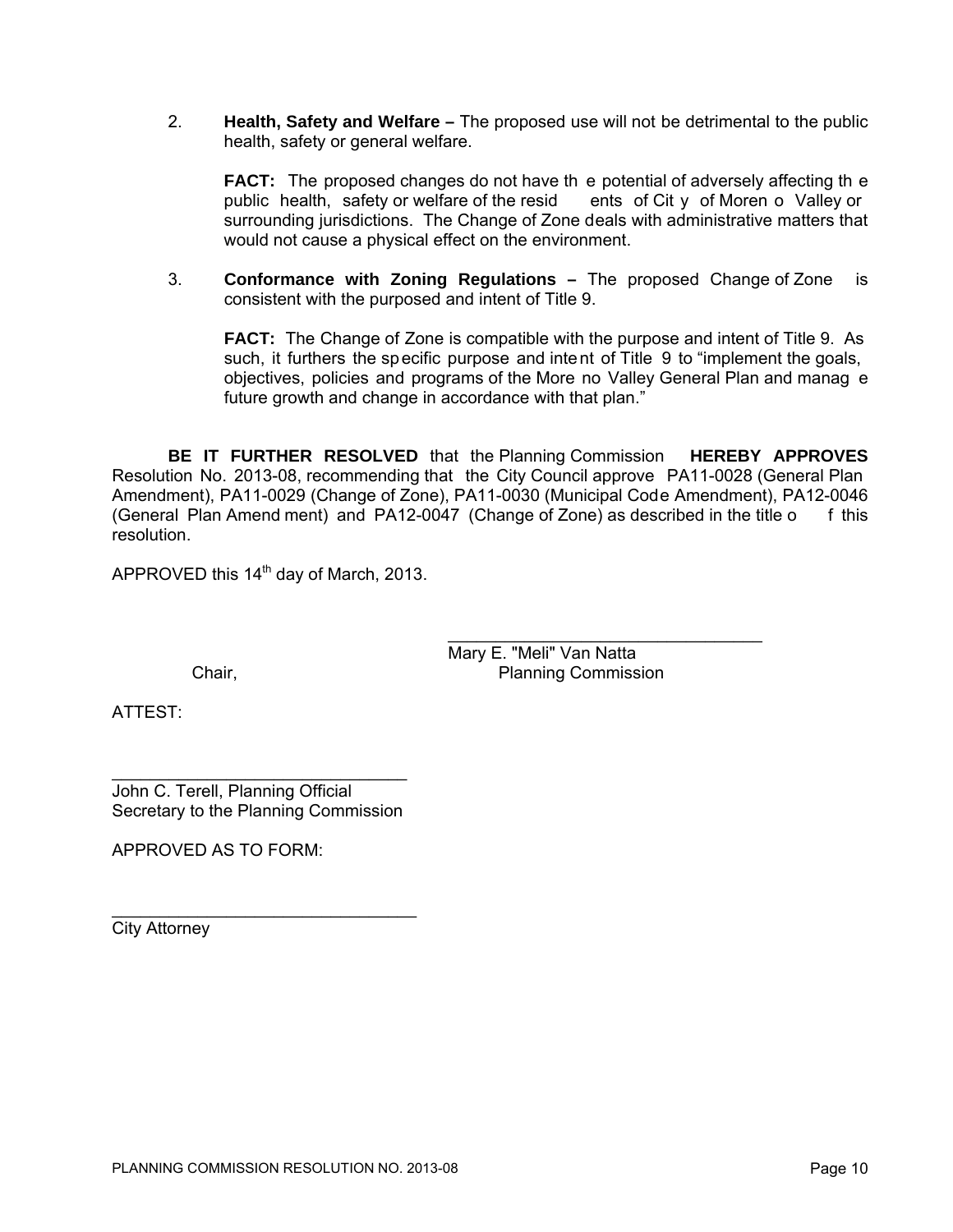2. **Health, Safety and Welfare –** The proposed use will not be detrimental to the public health, safety or general welfare.

   **FACT:** The proposed changes do not have the potential of adversely affecting the public health, safety or welfare of the residents of City of Moreno Valley or surrounding jurisdictions. The Change of Zone deals with administrative matters that would not cause a physical effect on the environment.

3. **Conformance with Zoning Regulations –** The proposed Change of Zone is consistent with the purposed and intent of Title 9.

   **FACT:** The Change of Zone is compatible with the purpose and intent of Title 9. As such, it furthers the specific purpose and intent of Title 9 to "implement the goals, objectives, policies and programs of the Moreno Valley General Plan and manage future growth and change in accordance with that plan."

**BE IT FURTHER RESOLVED** that the Planning Commission **HEREBY APPROVES** Resolution No. 2013-08, recommending that the City Council approve PA11-0028 (General Plan Amendment), PA11-0029 (Change of Zone), PA11-0030 (Municipal Code Amendment), PA12-0046 (General Plan Amendment) and PA12-0047 (Change of Zone) as described in the title of this resolution.

APPROVED this 14th day of March, 2013.

\_\_\_\_\_\_\_\_\_\_\_\_\_\_\_\_\_\_\_\_\_\_\_\_\_\_\_\_\_\_\_\_

Mary E. "Meli" Van Natta
Chair, Planning Commission

ATTEST:

\_\_\_\_\_\_\_\_\_\_\_\_\_\_\_\_\_\_\_\_\_\_\_\_\_\_\_\_\_\_\_\_

John C. Terell, Planning Official
Secretary to the Planning Commission

APPROVED AS TO FORM:

\_\_\_\_\_\_\_\_\_\_\_\_\_\_\_\_\_\_\_\_\_\_\_\_\_\_\_\_\_\_\_\_

City Attorney